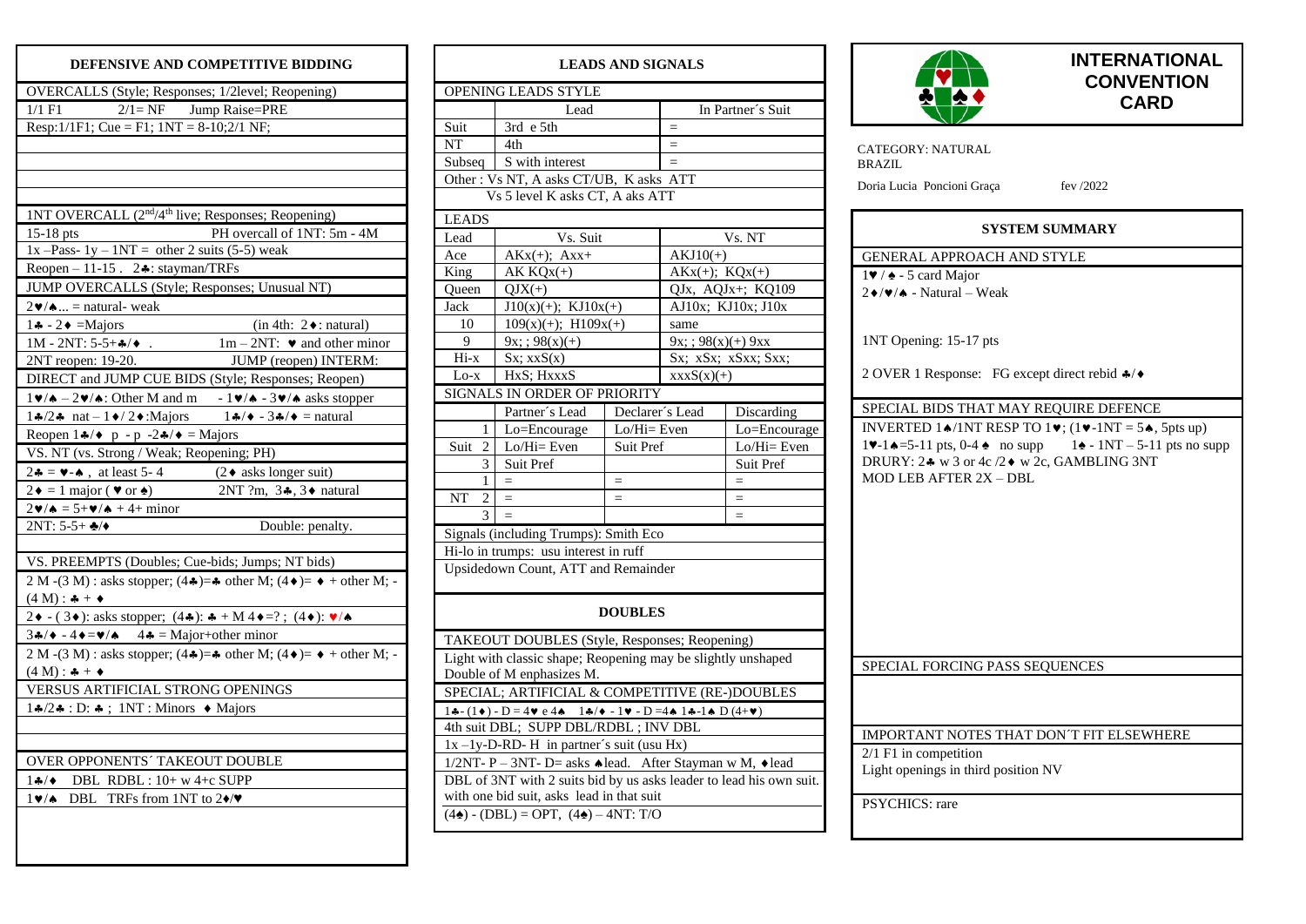# DEFENSIVE AND COMPETITIVE BIDDING

## OVERCALLS (Style; Responses; 1/2level; Reopening)

1/1 F1      2/1= NF      Jump Raise=PRE

Resp:1/1F1; Cue = F1; 1NT = 8-10;2/1 NF;

## 1NT OVERCALL (2nd/4th live; Responses; Reopening)

15-18 pts      PH overcall of 1NT: 5m - 4M

1x –Pass- 1y – 1NT = other 2 suits (5-5) weak

Reopen – 11-15 . 2♣: stayman/TRFs

## JUMP OVERCALLS (Style; Responses; Unusual NT)

2♥/♠... = natural- weak

1♣ - 2♦ =Majors      (in 4th: 2♦: natural)

1M - 2NT: 5-5+♣/♦ .      1m – 2NT: ♥ and other minor

2NT reopen: 19-20.      JUMP (reopen) INTERM:

## DIRECT and JUMP CUE BIDS (Style; Responses; Reopen)

1♥/♠ – 2♥/♠: Other M and m      - 1♥/♠ - 3♥/♠ asks stopper

1♣/2♣ nat – 1♦/ 2♦:Majors      1♣/♦ - 3♣/♦ = natural

Reopen 1♣/♦ p - p -2♣/♦ = Majors

## VS. NT (vs. Strong / Weak; Reopening; PH)

2♣ = ♥-♠ , at least 5- 4      (2♦ asks longer suit)

2♦ = 1 major ( ♥ or ♠)      2NT ?m, 3♣, 3♦ natural

2♥/♠ = 5+♥/♠ + 4+ minor

2NT: 5-5+ ♣/♦      Double: penalty.

## VS. PREEMPTS (Doubles; Cue-bids; Jumps; NT bids)

2 M -(3 M) : asks stopper; (4♣)=♣ other M; (4♦)= ♦ + other M; - (4 M) : ♣ + ♦

2♦ - ( 3♦): asks stopper; (4♣): ♣ + M 4♦=? ; (4♦): ♥/♠

3♣/♦ - 4♦=♥/♠ 4♣ = Major+other minor

2 M -(3 M) : asks stopper; (4♣)=♣ other M; (4♦)= ♦ + other M; - (4 M) : ♣ + ♦

## VERSUS ARTIFICIAL STRONG OPENINGS

1♣/2♣ : D: ♣ ; 1NT : Minors ♦ Majors

## OVER OPPONENTS´ TAKEOUT DOUBLE

1♣/♦ DBL RDBL : 10+ w 4+c SUPP

1♥/♠ DBL TRFs from 1NT to 2♦/♥

# LEADS AND SIGNALS

## OPENING LEADS STYLE

| | Lead | In Partner´s Suit |
|---|---|---|
| Suit | 3rd e 5th | = |
| NT | 4th | = |
| Subseq | S with interest | = |

Other : Vs NT, A asks CT/UB, K asks ATT

Vs 5 level K asks CT, A aks ATT

## LEADS

| Lead | Vs. Suit | Vs. NT |
|---|---|---|
| Ace | AKx(+); Axx+ | AKJ10(+) |
| King | AK KQx(+) | AKx(+); KQx(+) |
| Queen | QJX(+) | QJx, AQJx+; KQ109 |
| Jack | J10(x)(+); KJ10x(+) | AJ10x; KJ10x; J10x |
| 10 | 109(x)(+); H109x(+) | same |
| 9 | 9x; ; 98(x)(+) | 9x; ; 98(x)(+) 9xx |
| Hi-x | Sx; xxS(x) | Sx; xSx; xSxx; Sxx; |
| Lo-x | HxS; HxxxS | xxxS(x)(+) |

## SIGNALS IN ORDER OF PRIORITY

| | | Partner´s Lead | Declarer´s Lead | Discarding |
|---|---|---|---|---|
| Suit | 1 | Lo=Encourage | Lo/Hi= Even | Lo=Encourage |
| | 2 | Lo/Hi= Even | Suit Pref | Lo/Hi= Even |
| | 3 | Suit Pref | | Suit Pref |
| NT | 1 | = | = | = |
| | 2 | = | = | = |
| | 3 | = | | = |

Signals (including Trumps): Smith Eco

Hi-lo in trumps: usu interest in ruff

Upsidedown Count, ATT and Remainder

# DOUBLES

## TAKEOUT DOUBLES (Style, Responses; Reopening)

Light with classic shape; Reopening may be slightly unshaped

Double of M enphasizes M.

## SPECIAL; ARTIFICIAL & COMPETITIVE (RE-)DOUBLES

1♣- (1♦) - D = 4♥ e 4♠   1♣/♦ - 1♥ - D =4♠ 1♣-1♠ D (4+♥)

4th suit DBL; SUPP DBL/RDBL ; INV DBL

1x –1y-D-RD- H in partner´s suit (usu Hx)

1/2NT- P – 3NT- D= asks ♠lead. After Stayman w M, ♦lead

DBL of 3NT with 2 suits bid by us asks leader to lead his own suit. with one bid suit, asks lead in that suit

(4♠) - (DBL) = OPT, (4♠) – 4NT: T/O

# INTERNATIONAL CONVENTION CARD

CATEGORY: NATURAL

BRAZIL

Doria Lucia Poncioni Graça      fev /2022

# SYSTEM SUMMARY

## GENERAL APPROACH AND STYLE

1♥ / ♠ - 5 card Major

2♦/♥/♠ - Natural – Weak

1NT Opening: 15-17 pts

2 OVER 1 Response: FG except direct rebid ♣/♦

## SPECIAL BIDS THAT MAY REQUIRE DEFENCE

INVERTED 1♠/1NT RESP TO 1♥; (1♥-1NT = 5♠, 5pts up)

1♥-1♠=5-11 pts, 0-4 ♠ no supp      1♠ - 1NT – 5-11 pts no supp

DRURY: 2♣ w 3 or 4c /2♦ w 2c, GAMBLING 3NT

MOD LEB AFTER 2X – DBL

## SPECIAL FORCING PASS SEQUENCES

## IMPORTANT NOTES THAT DON´T FIT ELSEWHERE

2/1 F1 in competition

Light openings in third position NV

PSYCHICS: rare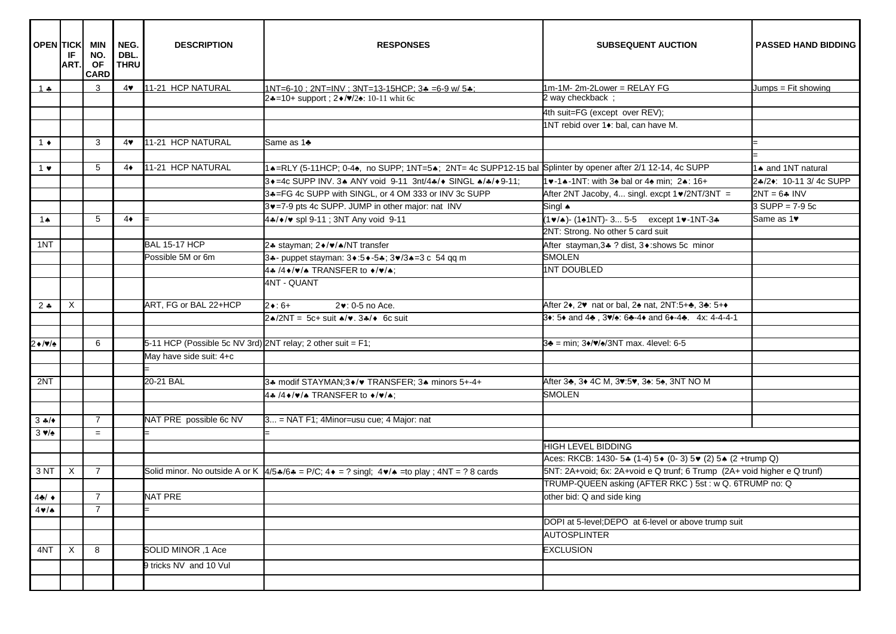| OPEN | TICK IF ART. | MIN NO. OF CARD | NEG. DBL. THRU | DESCRIPTION | RESPONSES | SUBSEQUENT AUCTION | PASSED HAND BIDDING |
|---|---|---|---|---|---|---|---|
| 1 ♣ | | 3 | 4♥ | 11-21 HCP NATURAL | 1NT=6-10 ; 2NT=INV ; 3NT=13-15HCP; 3♣ =6-9 w/ 5♣; | 1m-1M- 2m-2Lower = RELAY FG | Jumps = Fit showing |
| | | | | | 2♣=10+ support ; 2♦/♥/2♠: 10-11 whit 6c | 2 way checkback ; | |
| | | | | | | 4th suit=FG (except over REV); | |
| | | | | | | 1NT rebid over 1♦: bal, can have M. | |
| 1 ♦ | | 3 | 4♥ | 11-21 HCP NATURAL | Same as 1♣ | | = |
| | | | | | | | = |
| 1 ♥ | | 5 | 4♦ | 11-21 HCP NATURAL | 1♠=RLY (5-11HCP; 0-4♠, no SUPP; 1NT=5♠; 2NT= 4c SUPP12-15 bal | Splinter by opener after 2/1 12-14, 4c SUPP | 1♠ and 1NT natural |
| | | | | | 3♦=4c SUPP INV. 3♠ ANY void 9-11 3nt/4♣/♦ SINGL ♠/♣/♦9-11; | 1♥-1♠-1NT: with 3♠ bal or 4♠ min; 2♠: 16+ | 2♣/2♦: 10-11 3/ 4c SUPP |
| | | | | | 3♣=FG 4c SUPP with SINGL, or 4 OM 333 or INV 3c SUPP | After 2NT Jacoby, 4... singl. excpt 1♥/2NT/3NT = | 2NT = 6♣ INV |
| | | | | | 3♥=7-9 pts 4c SUPP. JUMP in other major: nat INV | Singl ♠ | 3 SUPP = 7-9 5c |
| 1♠ | | 5 | 4♦ | = | 4♣/♦/♥ spl 9-11 ; 3NT Any void 9-11 | (1♥/♠)- (1♠1NT)- 3... 5-5 except 1♥-1NT-3♣ | Same as 1♥ |
| | | | | | | 2NT: Strong. No other 5 card suit | |
| 1NT | | | | BAL 15-17 HCP | 2♣ stayman; 2♦/♥/♠/NT transfer | After stayman,3♣ ? dist, 3♦:shows 5c minor | |
| | | | | Possible 5M or 6m | 3♣- puppet stayman: 3♦:5♦-5♣; 3♥/3♠=3 c 54 qq m | SMOLEN | |
| | | | | | 4♣ /4♦/♥/♠ TRANSFER to ♦/♥/♠; | 1NT DOUBLED | |
| | | | | | 4NT - QUANT | | |
| 2 ♣ | X | | | ART, FG or BAL 22+HCP | 2♦: 6+ 2♥: 0-5 no Ace. | After 2♦, 2♥ nat or bal, 2♠ nat, 2NT:5+♣, 3♣: 5+♦ | |
| | | | | | 2♠/2NT = 5c+ suit ♠/♥. 3♣/♦ 6c suit | 3♦: 5♦ and 4♣ , 3♥/♠: 6♣-4♦ and 6♦-4♣. 4x: 4-4-4-1 | |
| | | | | | | | |
| 2♦/♥/♠ | | 6 | | 5-11 HCP (Possible 5c NV 3rd) | 2NT relay; 2 other suit = F1; | 3♣ = min; 3♦/♥/♠/3NT max. 4level: 6-5 | |
| | | | | May have side suit: 4+c | | | |
| | | | | = | | | |
| 2NT | | | | 20-21 BAL | 3♣ modif STAYMAN;3♦/♥ TRANSFER; 3♠ minors 5+-4+ | After 3♣, 3♦ 4C M, 3♥:5♥, 3♠: 5♠, 3NT NO M | |
| | | | | | 4♣ /4♦/♥/♠ TRANSFER to ♦/♥/♠; | SMOLEN | |
| | | | | | | | |
| 3 ♣/♦ | | 7 | | NAT PRE possible 6c NV | 3... = NAT F1; 4Minor=usu cue; 4 Major: nat | | |
| 3 ♥/♠ | | = | | = | = | | |
| | | | | | | HIGH LEVEL BIDDING | |
| | | | | | | Aces: RKCB: 1430- 5♣ (1-4) 5♦ (0- 3) 5♥ (2) 5♠ (2 +trump Q) | |
| 3 NT | X | 7 | | Solid minor. No outside A or K | 4/5♣/6♣ = P/C; 4♦ = ? singl; 4♥/♠ =to play ; 4NT = ? 8 cards | 5NT: 2A+void; 6x: 2A+void e Q trunf; 6 Trump (2A+ void higher e Q trunf) | |
| | | | | | | TRUMP-QUEEN asking (AFTER RKC ) 5st : w Q. 6TRUMP no: Q | |
| 4♣/ ♦ | | 7 | | NAT PRE | | other bid: Q and side king | |
| 4♥/♠ | | 7 | | = | | | |
| | | | | | | DOPI at 5-level;DEPO at 6-level or above trump suit | |
| | | | | | | AUTOSPLINTER | |
| 4NT | X | 8 | | SOLID MINOR ,1 Ace | | EXCLUSION | |
| | | | | 9 tricks NV and 10 Vul | | | |
| | | | | | | | |